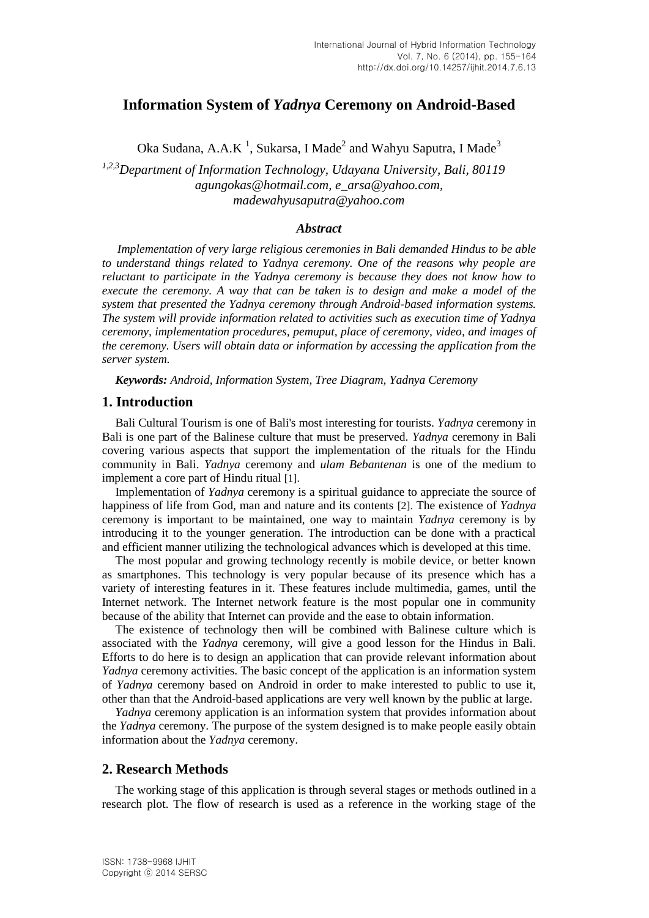# Information System of *Yadnya* Ceremony on Android-Based

Oka Sudana, A.A.K [1], Sukarsa, I Made[2] and Wahyu Saputra, I Made[3]

[1,2,3]*Department of Information Technology, Udayana University, Bali, 80119*
*agungokas@hotmail.com, e_arsa@yahoo.com, madewahyusaputra@yahoo.com*

### *Abstract*

*Implementation of very large religious ceremonies in Bali demanded Hindus to be able to understand things related to Yadnya ceremony. One of the reasons why people are reluctant to participate in the Yadnya ceremony is because they does not know how to execute the ceremony. A way that can be taken is to design and make a model of the system that presented the Yadnya ceremony through Android-based information systems. The system will provide information related to activities such as execution time of Yadnya ceremony, implementation procedures, pemuput, place of ceremony, video, and images of the ceremony. Users will obtain data or information by accessing the application from the server system.*

***Keywords:** Android, Information System, Tree Diagram, Yadnya Ceremony*

## 1. Introduction

Bali Cultural Tourism is one of Bali's most interesting for tourists. *Yadnya* ceremony in Bali is one part of the Balinese culture that must be preserved. *Yadnya* ceremony in Bali covering various aspects that support the implementation of the rituals for the Hindu community in Bali. *Yadnya* ceremony and *ulam Bebantenan* is one of the medium to implement a core part of Hindu ritual [1].

Implementation of *Yadnya* ceremony is a spiritual guidance to appreciate the source of happiness of life from God, man and nature and its contents [2]. The existence of *Yadnya* ceremony is important to be maintained, one way to maintain *Yadnya* ceremony is by introducing it to the younger generation. The introduction can be done with a practical and efficient manner utilizing the technological advances which is developed at this time.

The most popular and growing technology recently is mobile device, or better known as smartphones. This technology is very popular because of its presence which has a variety of interesting features in it. These features include multimedia, games, until the Internet network. The Internet network feature is the most popular one in community because of the ability that Internet can provide and the ease to obtain information.

The existence of technology then will be combined with Balinese culture which is associated with the *Yadnya* ceremony, will give a good lesson for the Hindus in Bali. Efforts to do here is to design an application that can provide relevant information about *Yadnya* ceremony activities. The basic concept of the application is an information system of *Yadnya* ceremony based on Android in order to make interested to public to use it, other than that the Android-based applications are very well known by the public at large.

*Yadnya* ceremony application is an information system that provides information about the *Yadnya* ceremony. The purpose of the system designed is to make people easily obtain information about the *Yadnya* ceremony.

## 2. Research Methods

The working stage of this application is through several stages or methods outlined in a research plot. The flow of research is used as a reference in the working stage of the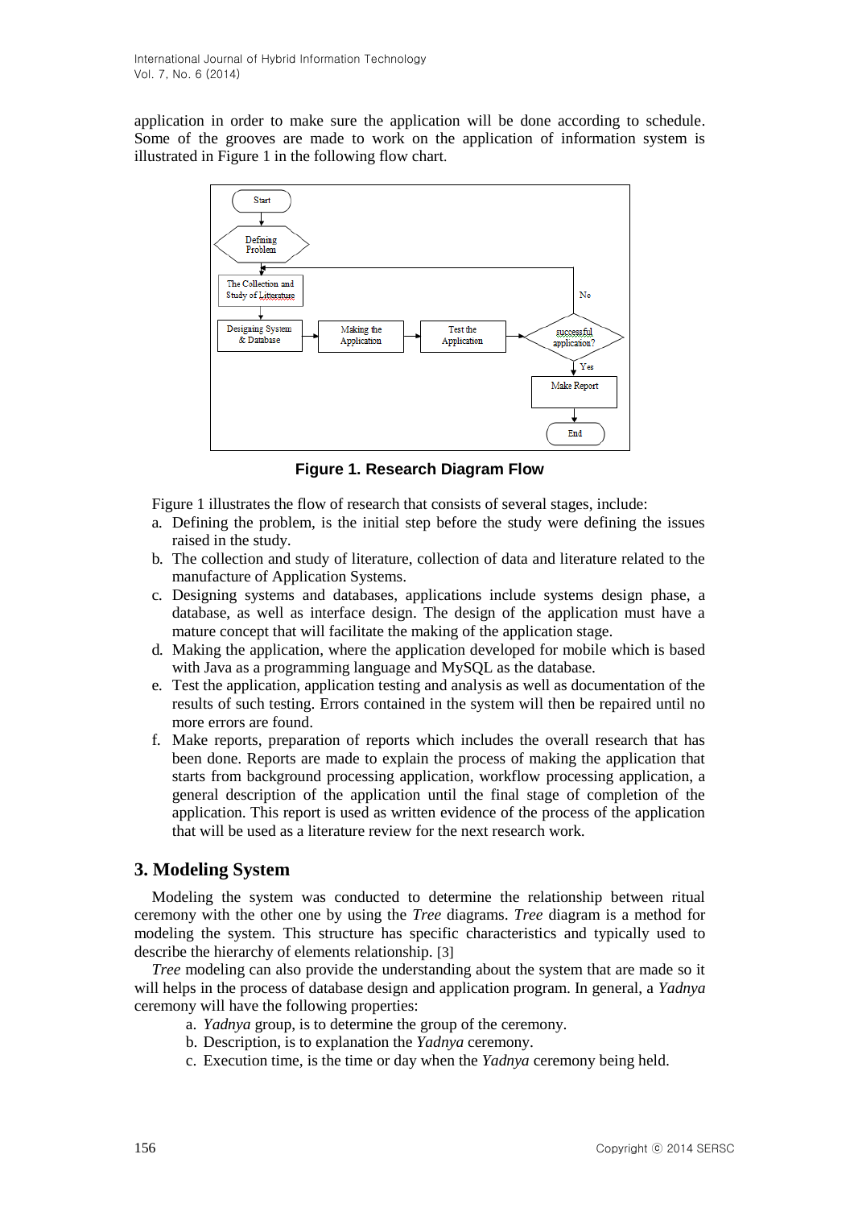application in order to make sure the application will be done according to schedule. Some of the grooves are made to work on the application of information system is illustrated in Figure 1 in the following flow chart.

**Figure 1. Research Diagram Flow**

Figure 1 illustrates the flow of research that consists of several stages, include:

a. Defining the problem, is the initial step before the study were defining the issues raised in the study.
b. The collection and study of literature, collection of data and literature related to the manufacture of Application Systems.
c. Designing systems and databases, applications include systems design phase, a database, as well as interface design. The design of the application must have a mature concept that will facilitate the making of the application stage.
d. Making the application, where the application developed for mobile which is based with Java as a programming language and MySQL as the database.
e. Test the application, application testing and analysis as well as documentation of the results of such testing. Errors contained in the system will then be repaired until no more errors are found.
f. Make reports, preparation of reports which includes the overall research that has been done. Reports are made to explain the process of making the application that starts from background processing application, workflow processing application, a general description of the application until the final stage of completion of the application. This report is used as written evidence of the process of the application that will be used as a literature review for the next research work.

## 3. Modeling System

Modeling the system was conducted to determine the relationship between ritual ceremony with the other one by using the *Tree* diagrams. *Tree* diagram is a method for modeling the system. This structure has specific characteristics and typically used to describe the hierarchy of elements relationship. [3]

*Tree* modeling can also provide the understanding about the system that are made so it will helps in the process of database design and application program. In general, a *Yadnya* ceremony will have the following properties:

a. *Yadnya* group, is to determine the group of the ceremony.
b. Description, is to explanation the *Yadnya* ceremony.
c. Execution time, is the time or day when the *Yadnya* ceremony being held.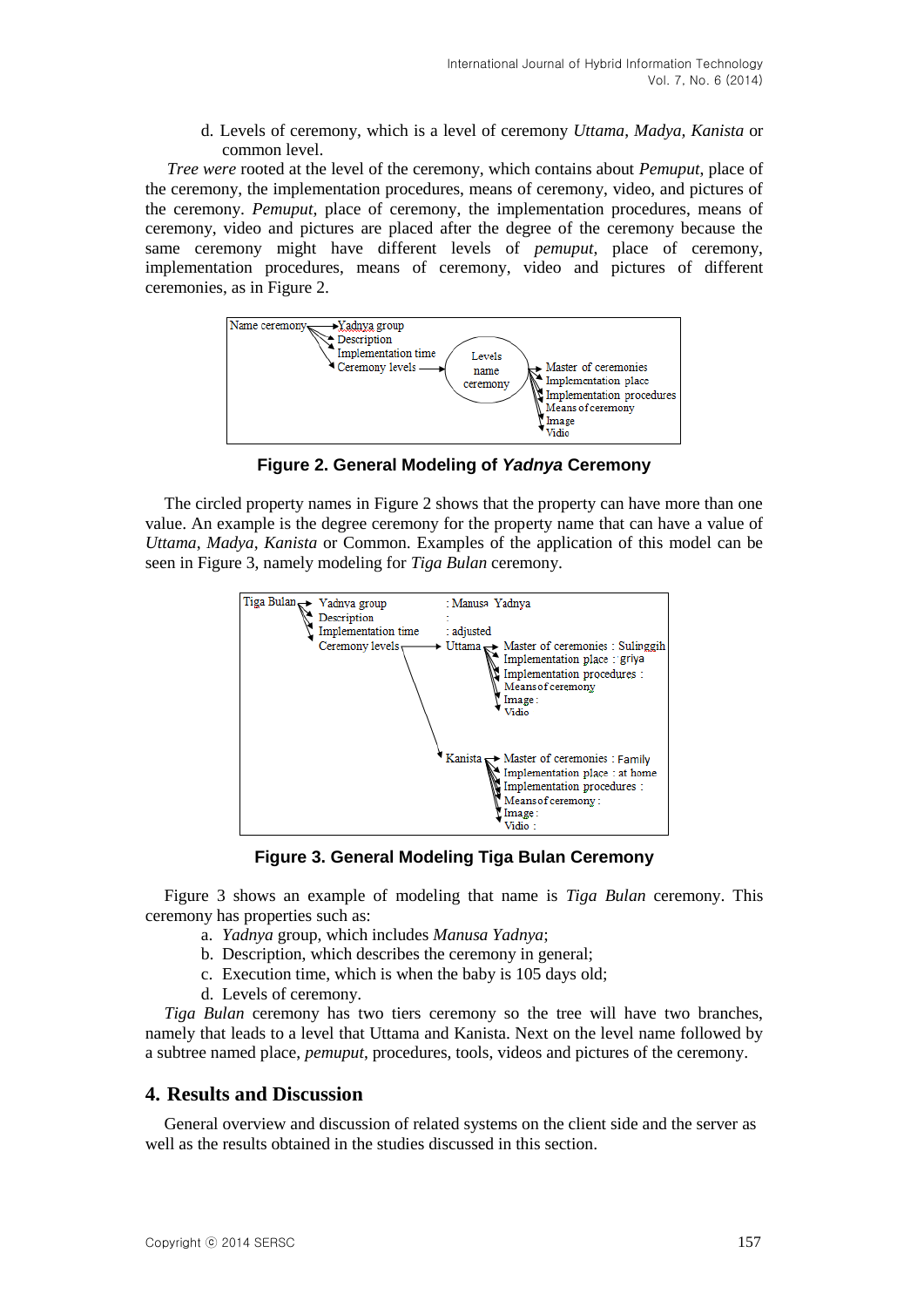d. Levels of ceremony, which is a level of ceremony *Uttama*, *Madya*, *Kanista* or common level.

*Tree were* rooted at the level of the ceremony, which contains about *Pemuput*, place of the ceremony, the implementation procedures, means of ceremony, video, and pictures of the ceremony. *Pemuput*, place of ceremony, the implementation procedures, means of ceremony, video and pictures are placed after the degree of the ceremony because the same ceremony might have different levels of *pemuput*, place of ceremony, implementation procedures, means of ceremony, video and pictures of different ceremonies, as in Figure 2.

**Figure 2. General Modeling of *Yadnya* Ceremony**

The circled property names in Figure 2 shows that the property can have more than one value. An example is the degree ceremony for the property name that can have a value of *Uttama*, *Madya*, *Kanista* or Common. Examples of the application of this model can be seen in Figure 3, namely modeling for *Tiga Bulan* ceremony.

**Figure 3. General Modeling Tiga Bulan Ceremony**

Figure 3 shows an example of modeling that name is *Tiga Bulan* ceremony. This ceremony has properties such as:

a. *Yadnya* group, which includes *Manusa Yadnya*;
b. Description, which describes the ceremony in general;
c. Execution time, which is when the baby is 105 days old;
d. Levels of ceremony.

*Tiga Bulan* ceremony has two tiers ceremony so the tree will have two branches, namely that leads to a level that Uttama and Kanista. Next on the level name followed by a subtree named place, *pemuput*, procedures, tools, videos and pictures of the ceremony.

## 4. Results and Discussion

General overview and discussion of related systems on the client side and the server as well as the results obtained in the studies discussed in this section.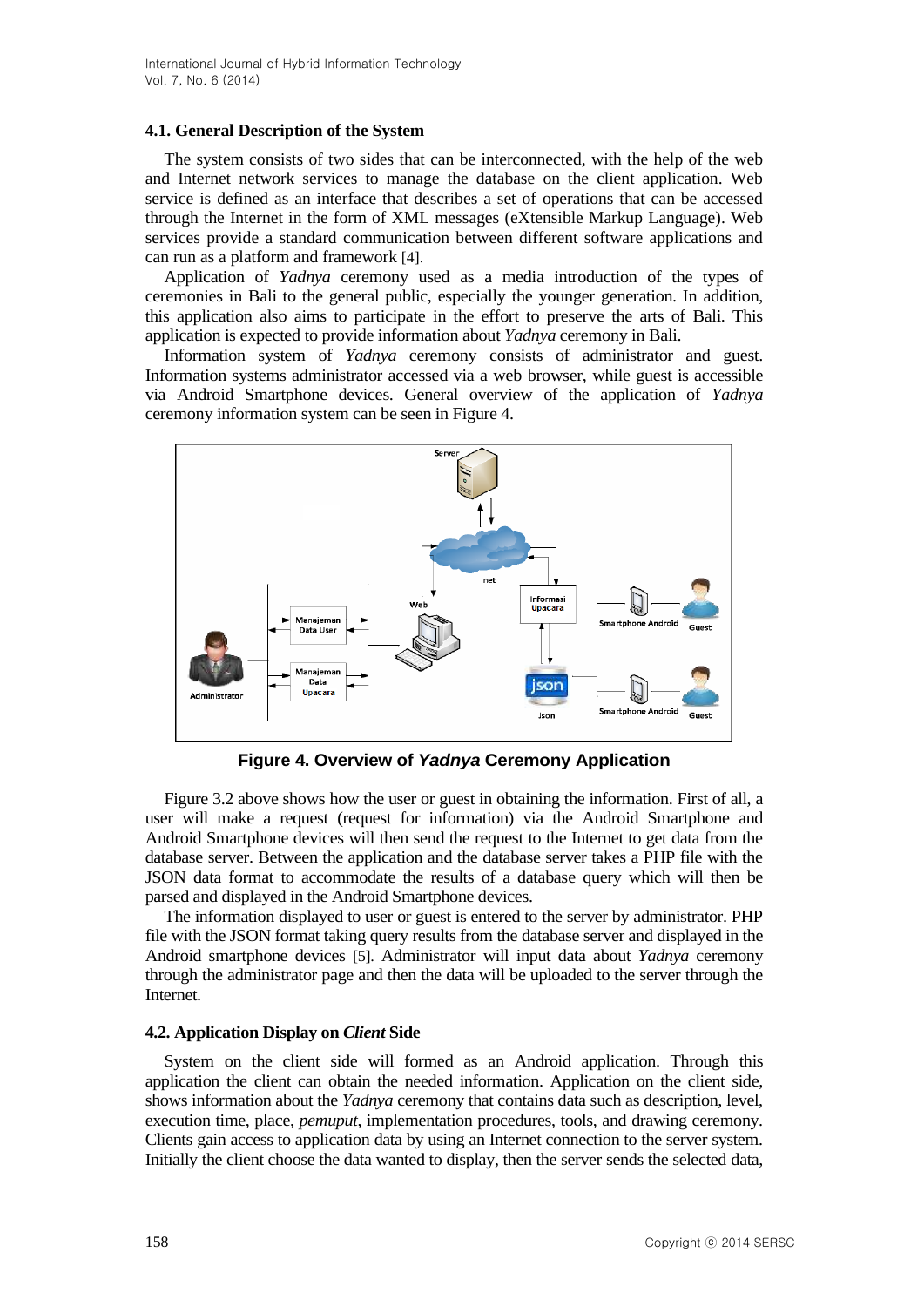### 4.1. General Description of the System

The system consists of two sides that can be interconnected, with the help of the web and Internet network services to manage the database on the client application. Web service is defined as an interface that describes a set of operations that can be accessed through the Internet in the form of XML messages (eXtensible Markup Language). Web services provide a standard communication between different software applications and can run as a platform and framework [4].

Application of *Yadnya* ceremony used as a media introduction of the types of ceremonies in Bali to the general public, especially the younger generation. In addition, this application also aims to participate in the effort to preserve the arts of Bali. This application is expected to provide information about *Yadnya* ceremony in Bali.

Information system of *Yadnya* ceremony consists of administrator and guest. Information systems administrator accessed via a web browser, while guest is accessible via Android Smartphone devices. General overview of the application of *Yadnya* ceremony information system can be seen in Figure 4.

**Figure 4. Overview of *Yadnya* Ceremony Application**

Figure 3.2 above shows how the user or guest in obtaining the information. First of all, a user will make a request (request for information) via the Android Smartphone and Android Smartphone devices will then send the request to the Internet to get data from the database server. Between the application and the database server takes a PHP file with the JSON data format to accommodate the results of a database query which will then be parsed and displayed in the Android Smartphone devices.

The information displayed to user or guest is entered to the server by administrator. PHP file with the JSON format taking query results from the database server and displayed in the Android smartphone devices [5]. Administrator will input data about *Yadnya* ceremony through the administrator page and then the data will be uploaded to the server through the Internet.

### 4.2. Application Display on *Client* Side

System on the client side will formed as an Android application. Through this application the client can obtain the needed information. Application on the client side, shows information about the *Yadnya* ceremony that contains data such as description, level, execution time, place, *pemuput*, implementation procedures, tools, and drawing ceremony. Clients gain access to application data by using an Internet connection to the server system. Initially the client choose the data wanted to display, then the server sends the selected data,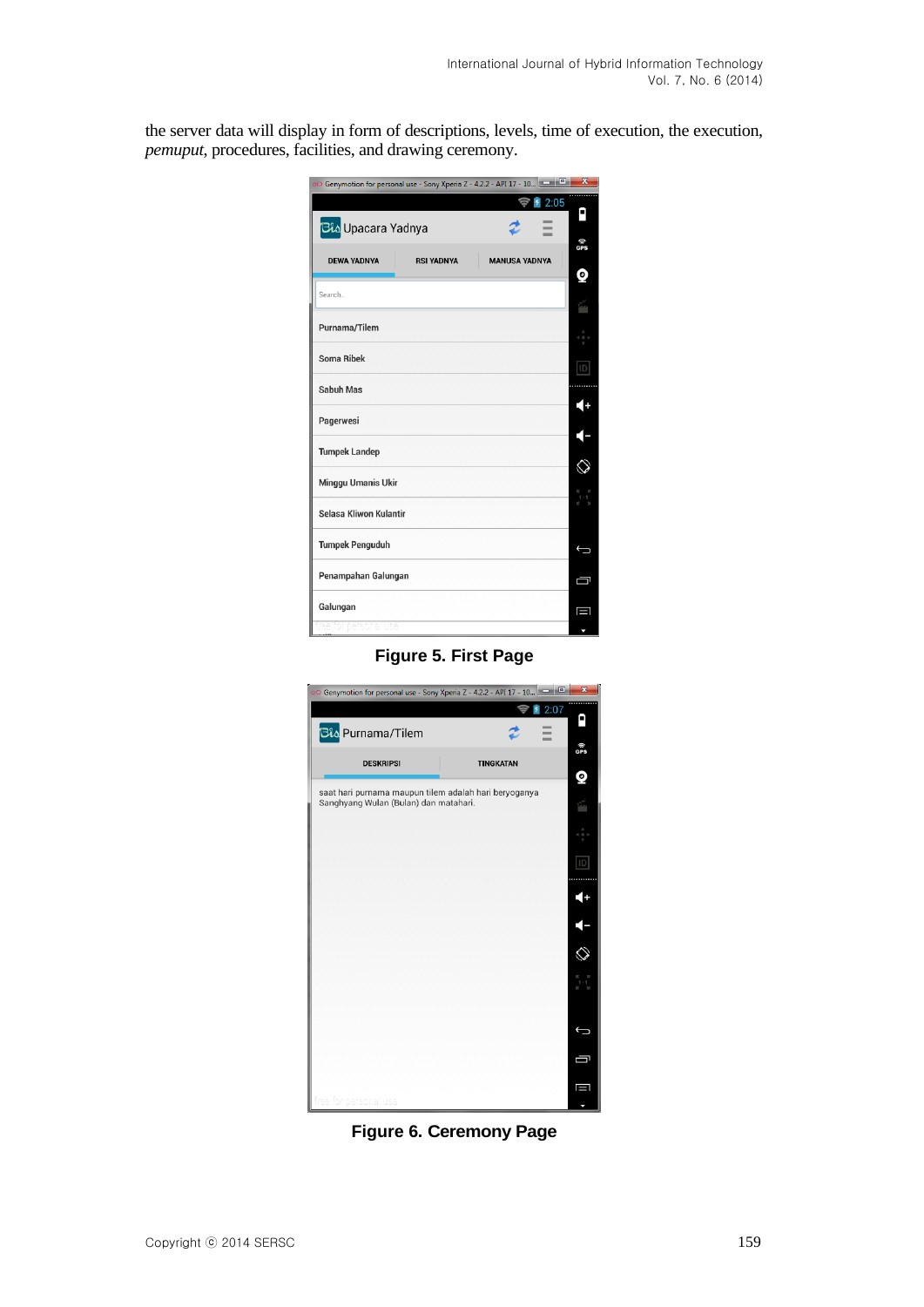the server data will display in form of descriptions, levels, time of execution, the execution, *pemuput*, procedures, facilities, and drawing ceremony.

**Figure 5. First Page**

**Figure 6. Ceremony Page**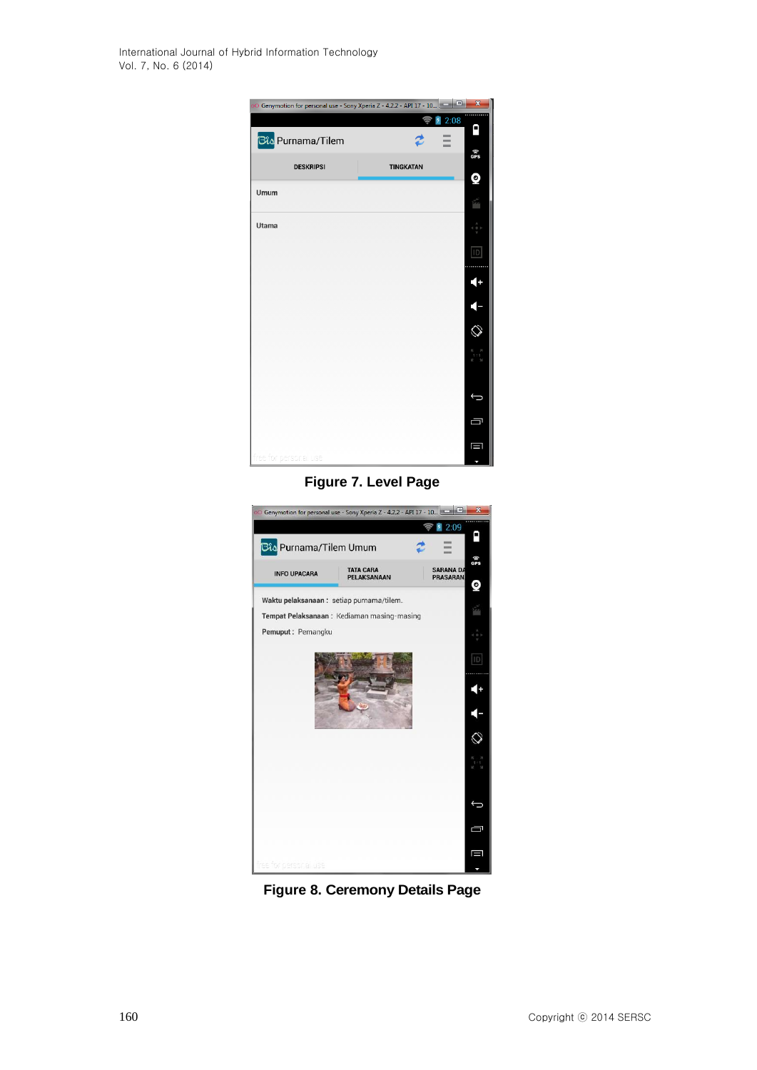Figure 7. Level Page

Figure 8. Ceremony Details Page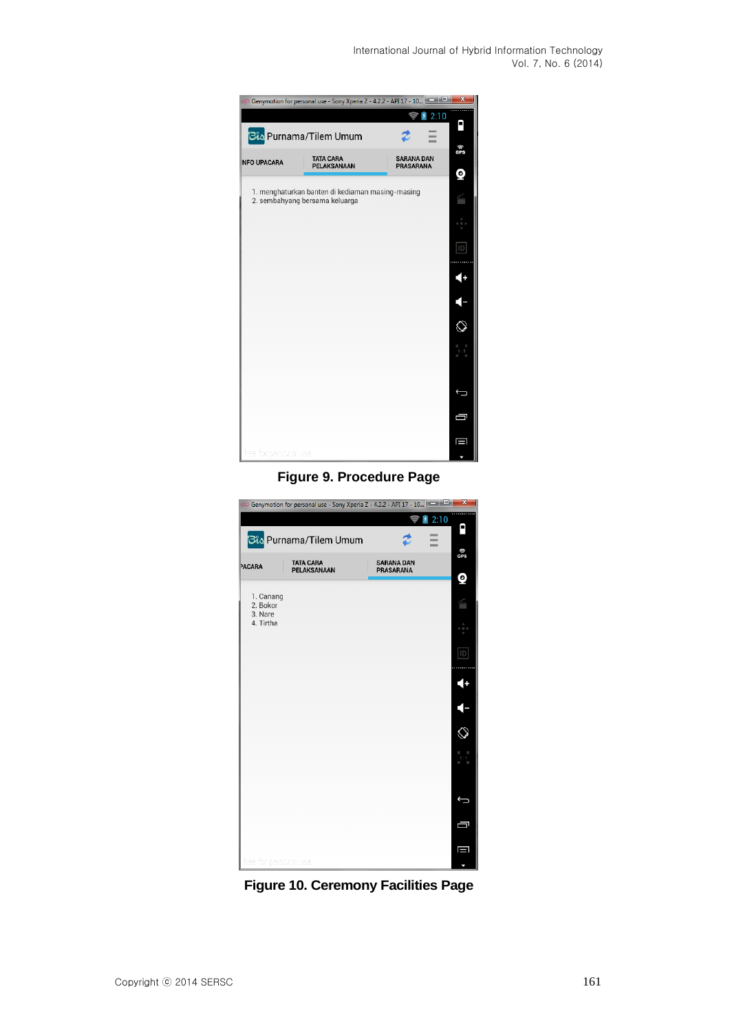Figure 9. Procedure Page

Figure 10. Ceremony Facilities Page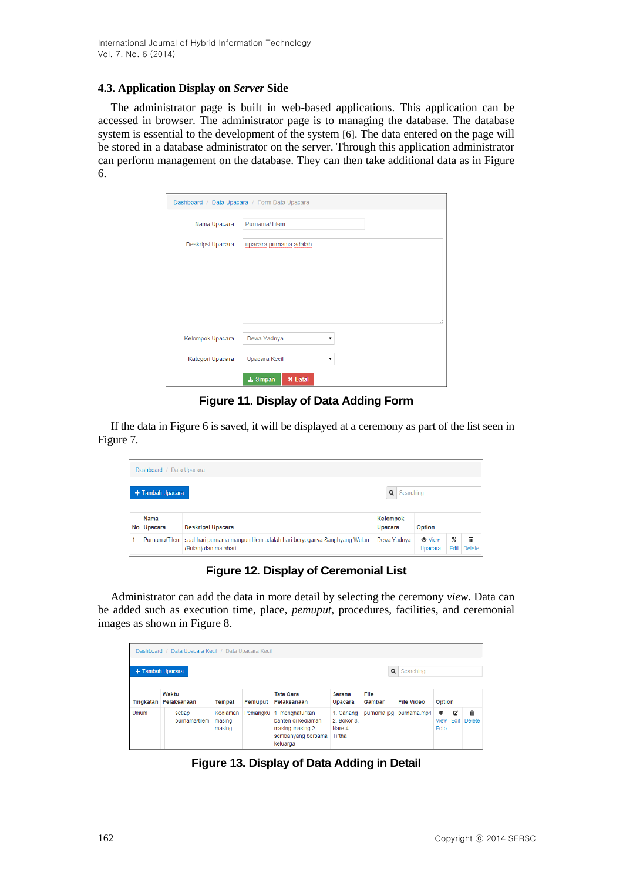### 4.3. Application Display on *Server* Side

The administrator page is built in web-based applications. This application can be accessed in browser. The administrator page is to managing the database. The database system is essential to the development of the system [6]. The data entered on the page will be stored in a database administrator on the server. Through this application administrator can perform management on the database. They can then take additional data as in Figure 6.

Dashboard / Data Upacara / Form Data Upacara

| | |
|---|---|
| Nama Upacara | Purnama/Tilem |
| Deskripsi Upacara | upacara purnama adalah . |
| Kelompok Upacara | Dewa Yadnya |
| Kategori Upacara | Upacara Kecil |

Simpan | Batal

**Figure 11. Display of Data Adding Form**

If the data in Figure 6 is saved, it will be displayed at a ceremony as part of the list seen in Figure 7.

Dashboard / Data Upacara

+ Tambah Upacara | Searching..

| No | Nama Upacara | Deskripsi Upacara | Kelompok Upacara | Option | | |
|---|---|---|---|---|---|---|
| 1 | Purnama/Tilem | saat hari purnama maupun tilem adalah hari beryoganya Sanghyang Wulan (Bulan) dan matahari. | Dewa Yadnya | View Upacara | Edit | Delete |

**Figure 12. Display of Ceremonial List**

Administrator can add the data in more detail by selecting the ceremony *view*. Data can be added such as execution time, place, *pemuput*, procedures, facilities, and ceremonial images as shown in Figure 8.

Dashboard / Data Upacara Kecil / Data Upacara Kecil

+ Tambah Upacara | Searching..

| Tingkatan | Waktu Pelaksanaan | Tempat | Pemuput | Tata Cara Pelaksanaan | Sarana Upacara | File Gambar | File Video | Option | | |
|---|---|---|---|---|---|---|---|---|---|---|
| Umum | setiap purnama/tilem. | Kediaman masing-masing | Pemangku | 1. menghaturkan banten di kediaman masing-masing 2. sembahyang bersama keluarga | 1. Canang 2. Bokor 3. Nare 4. Tirtha | purnama.jpg | purnama.mp4 | View Foto | Edit | Delete |

**Figure 13. Display of Data Adding in Detail**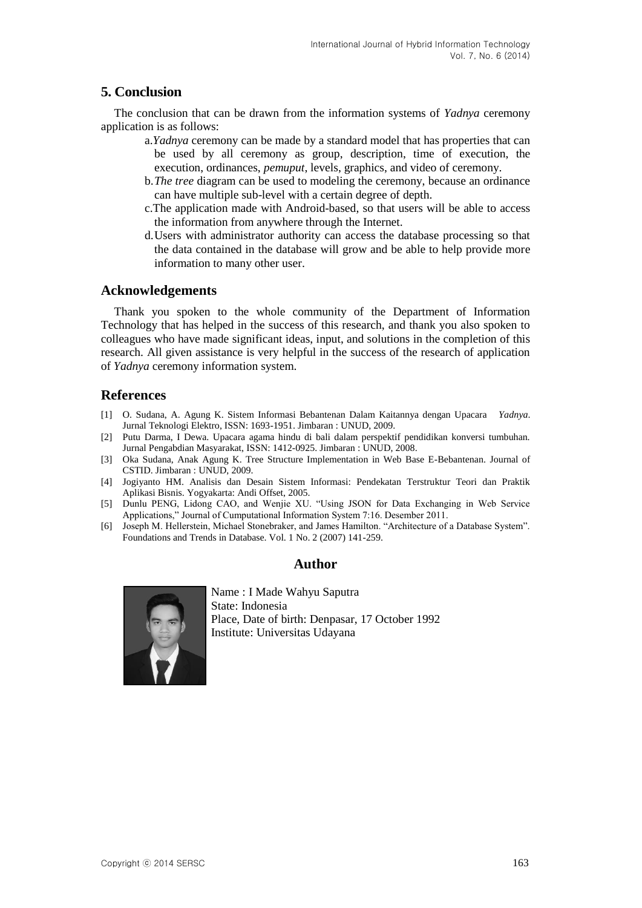## 5. Conclusion

The conclusion that can be drawn from the information systems of *Yadnya* ceremony application is as follows:

a. *Yadnya* ceremony can be made by a standard model that has properties that can be used by all ceremony as group, description, time of execution, the execution, ordinances, *pemuput*, levels, graphics, and video of ceremony.
b. *The tree* diagram can be used to modeling the ceremony, because an ordinance can have multiple sub-level with a certain degree of depth.
c. The application made with Android-based, so that users will be able to access the information from anywhere through the Internet.
d. Users with administrator authority can access the database processing so that the data contained in the database will grow and be able to help provide more information to many other user.

## Acknowledgements

Thank you spoken to the whole community of the Department of Information Technology that has helped in the success of this research, and thank you also spoken to colleagues who have made significant ideas, input, and solutions in the completion of this research. All given assistance is very helpful in the success of the research of application of *Yadnya* ceremony information system.

## References

[1] O. Sudana, A. Agung K. Sistem Informasi Bebantenan Dalam Kaitannya dengan Upacara *Yadnya*. Jurnal Teknologi Elektro, ISSN: 1693-1951. Jimbaran : UNUD, 2009.

[2] Putu Darma, I Dewa. Upacara agama hindu di bali dalam perspektif pendidikan konversi tumbuhan. Jurnal Pengabdian Masyarakat, ISSN: 1412-0925. Jimbaran : UNUD, 2008.

[3] Oka Sudana, Anak Agung K. Tree Structure Implementation in Web Base E-Bebantenan. Journal of CSTID. Jimbaran : UNUD, 2009.

[4] Jogiyanto HM. Analisis dan Desain Sistem Informasi: Pendekatan Terstruktur Teori dan Praktik Aplikasi Bisnis. Yogyakarta: Andi Offset, 2005.

[5] Dunlu PENG, Lidong CAO, and Wenjie XU. "Using JSON for Data Exchanging in Web Service Applications," Journal of Cumputational Information System 7:16. Desember 2011.

[6] Joseph M. Hellerstein, Michael Stonebraker, and James Hamilton. "Architecture of a Database System". Foundations and Trends in Database. Vol. 1 No. 2 (2007) 141-259.

## Author

Name : I Made Wahyu Saputra
State: Indonesia
Place, Date of birth: Denpasar, 17 October 1992
Institute: Universitas Udayana